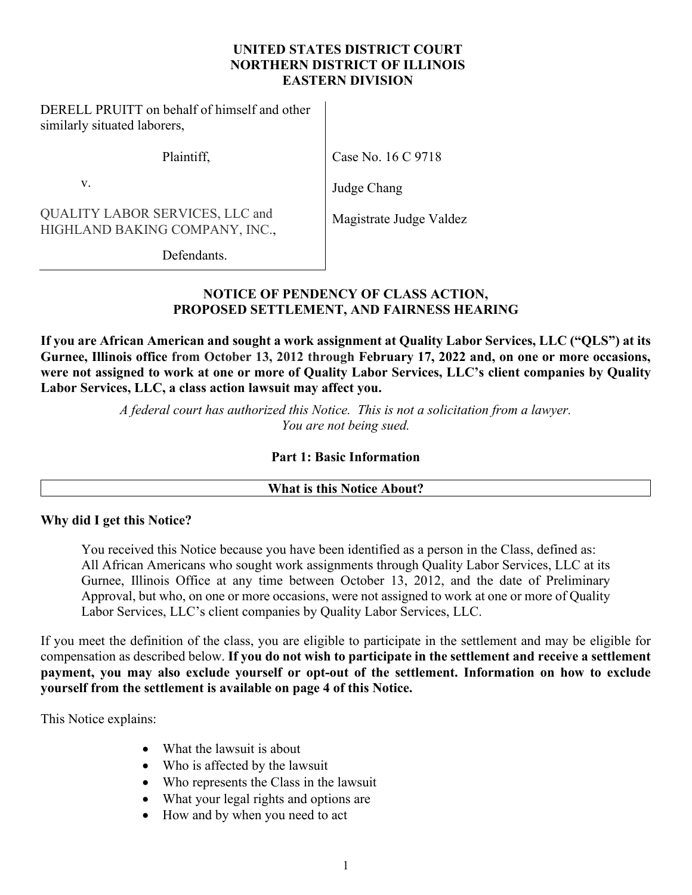**UNITED STATES DISTRICT COURT**
**NORTHERN DISTRICT OF ILLINOIS**
**EASTERN DIVISION**

| | |
|---|---|
| DERELL PRUITT on behalf of himself and other similarly situated laborers, | |
| Plaintiff, | Case No. 16 C 9718 |
| v. | Judge Chang |
| QUALITY LABOR SERVICES, LLC and HIGHLAND BAKING COMPANY, INC., | Magistrate Judge Valdez |
| Defendants. | |

# NOTICE OF PENDENCY OF CLASS ACTION, PROPOSED SETTLEMENT, AND FAIRNESS HEARING

**If you are African American and sought a work assignment at Quality Labor Services, LLC ("QLS") at its Gurnee, Illinois office from October 13, 2012 through February 17, 2022 and, on one or more occasions, were not assigned to work at one or more of Quality Labor Services, LLC's client companies by Quality Labor Services, LLC, a class action lawsuit may affect you.**

*A federal court has authorized this Notice. This is not a solicitation from a lawyer.*
*You are not being sued.*

## Part 1: Basic Information

### What is this Notice About?

**Why did I get this Notice?**

You received this Notice because you have been identified as a person in the Class, defined as: All African Americans who sought work assignments through Quality Labor Services, LLC at its Gurnee, Illinois Office at any time between October 13, 2012, and the date of Preliminary Approval, but who, on one or more occasions, were not assigned to work at one or more of Quality Labor Services, LLC's client companies by Quality Labor Services, LLC.

If you meet the definition of the class, you are eligible to participate in the settlement and may be eligible for compensation as described below. **If you do not wish to participate in the settlement and receive a settlement payment, you may also exclude yourself or opt-out of the settlement. Information on how to exclude yourself from the settlement is available on page 4 of this Notice.**

This Notice explains:

- What the lawsuit is about
- Who is affected by the lawsuit
- Who represents the Class in the lawsuit
- What your legal rights and options are
- How and by when you need to act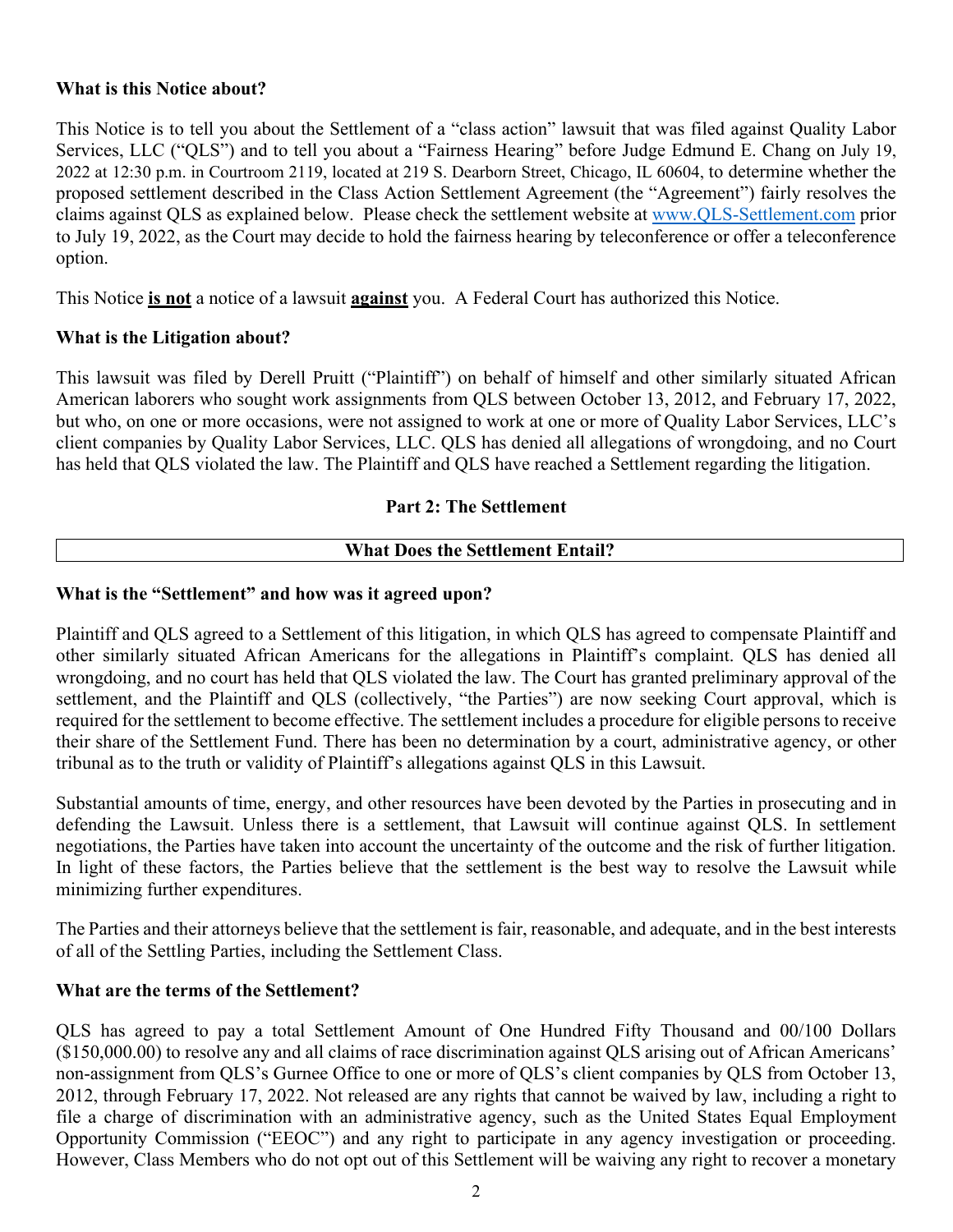**What is this Notice about?**

This Notice is to tell you about the Settlement of a "class action" lawsuit that was filed against Quality Labor Services, LLC ("QLS") and to tell you about a "Fairness Hearing" before Judge Edmund E. Chang on July 19, 2022 at 12:30 p.m. in Courtroom 2119, located at 219 S. Dearborn Street, Chicago, IL 60604, to determine whether the proposed settlement described in the Class Action Settlement Agreement (the "Agreement") fairly resolves the claims against QLS as explained below. Please check the settlement website at www.QLS-Settlement.com prior to July 19, 2022, as the Court may decide to hold the fairness hearing by teleconference or offer a teleconference option.

This Notice **is not** a notice of a lawsuit **against** you. A Federal Court has authorized this Notice.

**What is the Litigation about?**

This lawsuit was filed by Derell Pruitt ("Plaintiff") on behalf of himself and other similarly situated African American laborers who sought work assignments from QLS between October 13, 2012, and February 17, 2022, but who, on one or more occasions, were not assigned to work at one or more of Quality Labor Services, LLC's client companies by Quality Labor Services, LLC. QLS has denied all allegations of wrongdoing, and no Court has held that QLS violated the law. The Plaintiff and QLS have reached a Settlement regarding the litigation.

## Part 2: The Settlement

### What Does the Settlement Entail?

**What is the "Settlement" and how was it agreed upon?**

Plaintiff and QLS agreed to a Settlement of this litigation, in which QLS has agreed to compensate Plaintiff and other similarly situated African Americans for the allegations in Plaintiff's complaint. QLS has denied all wrongdoing, and no court has held that QLS violated the law. The Court has granted preliminary approval of the settlement, and the Plaintiff and QLS (collectively, "the Parties") are now seeking Court approval, which is required for the settlement to become effective. The settlement includes a procedure for eligible persons to receive their share of the Settlement Fund. There has been no determination by a court, administrative agency, or other tribunal as to the truth or validity of Plaintiff's allegations against QLS in this Lawsuit.

Substantial amounts of time, energy, and other resources have been devoted by the Parties in prosecuting and in defending the Lawsuit. Unless there is a settlement, that Lawsuit will continue against QLS. In settlement negotiations, the Parties have taken into account the uncertainty of the outcome and the risk of further litigation. In light of these factors, the Parties believe that the settlement is the best way to resolve the Lawsuit while minimizing further expenditures.

The Parties and their attorneys believe that the settlement is fair, reasonable, and adequate, and in the best interests of all of the Settling Parties, including the Settlement Class.

**What are the terms of the Settlement?**

QLS has agreed to pay a total Settlement Amount of One Hundred Fifty Thousand and 00/100 Dollars ($150,000.00) to resolve any and all claims of race discrimination against QLS arising out of African Americans' non-assignment from QLS's Gurnee Office to one or more of QLS's client companies by QLS from October 13, 2012, through February 17, 2022. Not released are any rights that cannot be waived by law, including a right to file a charge of discrimination with an administrative agency, such as the United States Equal Employment Opportunity Commission ("EEOC") and any right to participate in any agency investigation or proceeding. However, Class Members who do not opt out of this Settlement will be waiving any right to recover a monetary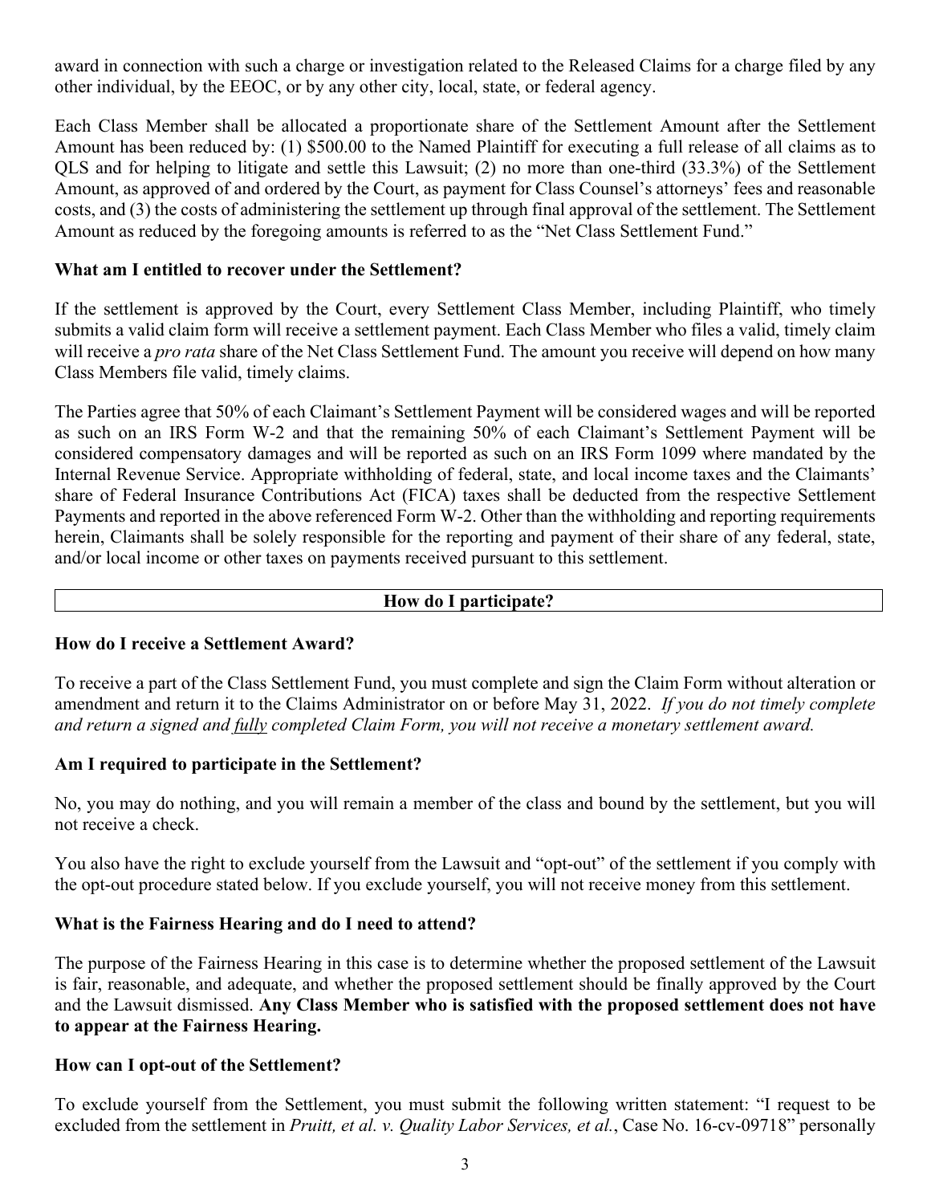award in connection with such a charge or investigation related to the Released Claims for a charge filed by any other individual, by the EEOC, or by any other city, local, state, or federal agency.

Each Class Member shall be allocated a proportionate share of the Settlement Amount after the Settlement Amount has been reduced by: (1) $500.00 to the Named Plaintiff for executing a full release of all claims as to QLS and for helping to litigate and settle this Lawsuit; (2) no more than one-third (33.3%) of the Settlement Amount, as approved of and ordered by the Court, as payment for Class Counsel's attorneys' fees and reasonable costs, and (3) the costs of administering the settlement up through final approval of the settlement. The Settlement Amount as reduced by the foregoing amounts is referred to as the "Net Class Settlement Fund."

### What am I entitled to recover under the Settlement?

If the settlement is approved by the Court, every Settlement Class Member, including Plaintiff, who timely submits a valid claim form will receive a settlement payment. Each Class Member who files a valid, timely claim will receive a *pro rata* share of the Net Class Settlement Fund. The amount you receive will depend on how many Class Members file valid, timely claims.

The Parties agree that 50% of each Claimant's Settlement Payment will be considered wages and will be reported as such on an IRS Form W-2 and that the remaining 50% of each Claimant's Settlement Payment will be considered compensatory damages and will be reported as such on an IRS Form 1099 where mandated by the Internal Revenue Service. Appropriate withholding of federal, state, and local income taxes and the Claimants' share of Federal Insurance Contributions Act (FICA) taxes shall be deducted from the respective Settlement Payments and reported in the above referenced Form W-2. Other than the withholding and reporting requirements herein, Claimants shall be solely responsible for the reporting and payment of their share of any federal, state, and/or local income or other taxes on payments received pursuant to this settlement.

## How do I participate?

### How do I receive a Settlement Award?

To receive a part of the Class Settlement Fund, you must complete and sign the Claim Form without alteration or amendment and return it to the Claims Administrator on or before May 31, 2022. *If you do not timely complete and return a signed and fully completed Claim Form, you will not receive a monetary settlement award.*

### Am I required to participate in the Settlement?

No, you may do nothing, and you will remain a member of the class and bound by the settlement, but you will not receive a check.

You also have the right to exclude yourself from the Lawsuit and "opt-out" of the settlement if you comply with the opt-out procedure stated below. If you exclude yourself, you will not receive money from this settlement.

### What is the Fairness Hearing and do I need to attend?

The purpose of the Fairness Hearing in this case is to determine whether the proposed settlement of the Lawsuit is fair, reasonable, and adequate, and whether the proposed settlement should be finally approved by the Court and the Lawsuit dismissed. **Any Class Member who is satisfied with the proposed settlement does not have to appear at the Fairness Hearing.**

### How can I opt-out of the Settlement?

To exclude yourself from the Settlement, you must submit the following written statement: "I request to be excluded from the settlement in *Pruitt, et al. v. Quality Labor Services, et al.*, Case No. 16-cv-09718" personally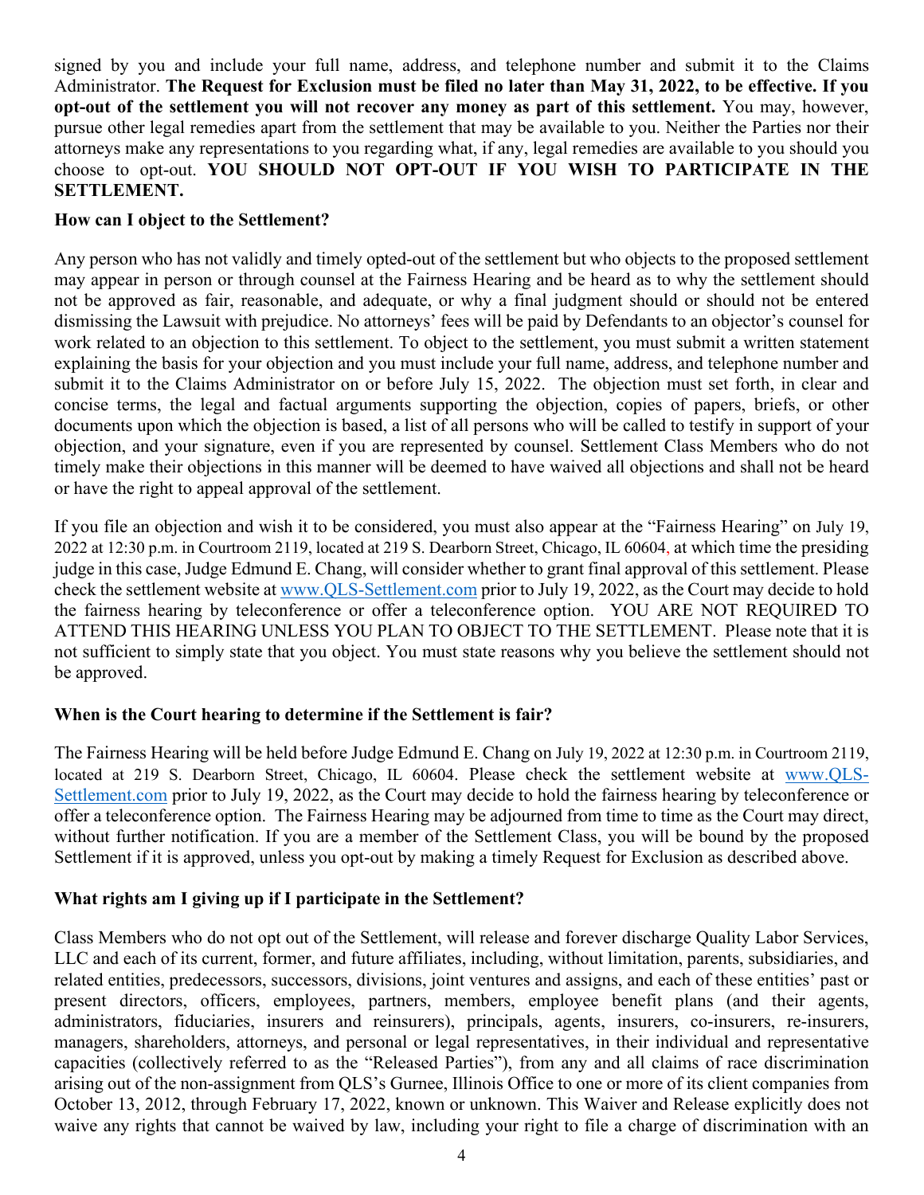signed by you and include your full name, address, and telephone number and submit it to the Claims Administrator. **The Request for Exclusion must be filed no later than May 31, 2022, to be effective. If you opt-out of the settlement you will not recover any money as part of this settlement.** You may, however, pursue other legal remedies apart from the settlement that may be available to you. Neither the Parties nor their attorneys make any representations to you regarding what, if any, legal remedies are available to you should you choose to opt-out. **YOU SHOULD NOT OPT-OUT IF YOU WISH TO PARTICIPATE IN THE SETTLEMENT.**

**How can I object to the Settlement?**

Any person who has not validly and timely opted-out of the settlement but who objects to the proposed settlement may appear in person or through counsel at the Fairness Hearing and be heard as to why the settlement should not be approved as fair, reasonable, and adequate, or why a final judgment should or should not be entered dismissing the Lawsuit with prejudice. No attorneys' fees will be paid by Defendants to an objector's counsel for work related to an objection to this settlement. To object to the settlement, you must submit a written statement explaining the basis for your objection and you must include your full name, address, and telephone number and submit it to the Claims Administrator on or before July 15, 2022. The objection must set forth, in clear and concise terms, the legal and factual arguments supporting the objection, copies of papers, briefs, or other documents upon which the objection is based, a list of all persons who will be called to testify in support of your objection, and your signature, even if you are represented by counsel. Settlement Class Members who do not timely make their objections in this manner will be deemed to have waived all objections and shall not be heard or have the right to appeal approval of the settlement.

If you file an objection and wish it to be considered, you must also appear at the "Fairness Hearing" on July 19, 2022 at 12:30 p.m. in Courtroom 2119, located at 219 S. Dearborn Street, Chicago, IL 60604, at which time the presiding judge in this case, Judge Edmund E. Chang, will consider whether to grant final approval of this settlement. Please check the settlement website at www.QLS-Settlement.com prior to July 19, 2022, as the Court may decide to hold the fairness hearing by teleconference or offer a teleconference option. YOU ARE NOT REQUIRED TO ATTEND THIS HEARING UNLESS YOU PLAN TO OBJECT TO THE SETTLEMENT. Please note that it is not sufficient to simply state that you object. You must state reasons why you believe the settlement should not be approved.

**When is the Court hearing to determine if the Settlement is fair?**

The Fairness Hearing will be held before Judge Edmund E. Chang on July 19, 2022 at 12:30 p.m. in Courtroom 2119, located at 219 S. Dearborn Street, Chicago, IL 60604. Please check the settlement website at www.QLS-Settlement.com prior to July 19, 2022, as the Court may decide to hold the fairness hearing by teleconference or offer a teleconference option. The Fairness Hearing may be adjourned from time to time as the Court may direct, without further notification. If you are a member of the Settlement Class, you will be bound by the proposed Settlement if it is approved, unless you opt-out by making a timely Request for Exclusion as described above.

**What rights am I giving up if I participate in the Settlement?**

Class Members who do not opt out of the Settlement, will release and forever discharge Quality Labor Services, LLC and each of its current, former, and future affiliates, including, without limitation, parents, subsidiaries, and related entities, predecessors, successors, divisions, joint ventures and assigns, and each of these entities' past or present directors, officers, employees, partners, members, employee benefit plans (and their agents, administrators, fiduciaries, insurers and reinsurers), principals, agents, insurers, co-insurers, re-insurers, managers, shareholders, attorneys, and personal or legal representatives, in their individual and representative capacities (collectively referred to as the "Released Parties"), from any and all claims of race discrimination arising out of the non-assignment from QLS's Gurnee, Illinois Office to one or more of its client companies from October 13, 2012, through February 17, 2022, known or unknown. This Waiver and Release explicitly does not waive any rights that cannot be waived by law, including your right to file a charge of discrimination with an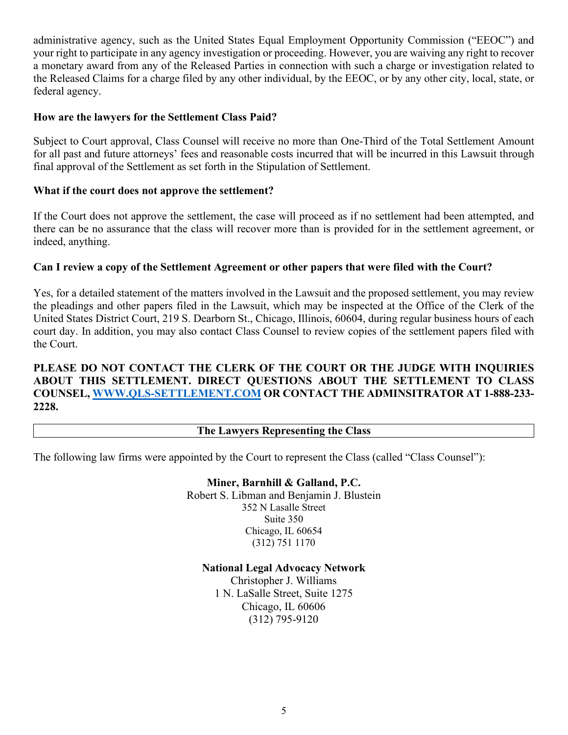administrative agency, such as the United States Equal Employment Opportunity Commission ("EEOC") and your right to participate in any agency investigation or proceeding. However, you are waiving any right to recover a monetary award from any of the Released Parties in connection with such a charge or investigation related to the Released Claims for a charge filed by any other individual, by the EEOC, or by any other city, local, state, or federal agency.

**How are the lawyers for the Settlement Class Paid?**

Subject to Court approval, Class Counsel will receive no more than One-Third of the Total Settlement Amount for all past and future attorneys' fees and reasonable costs incurred that will be incurred in this Lawsuit through final approval of the Settlement as set forth in the Stipulation of Settlement.

**What if the court does not approve the settlement?**

If the Court does not approve the settlement, the case will proceed as if no settlement had been attempted, and there can be no assurance that the class will recover more than is provided for in the settlement agreement, or indeed, anything.

**Can I review a copy of the Settlement Agreement or other papers that were filed with the Court?**

Yes, for a detailed statement of the matters involved in the Lawsuit and the proposed settlement, you may review the pleadings and other papers filed in the Lawsuit, which may be inspected at the Office of the Clerk of the United States District Court, 219 S. Dearborn St., Chicago, Illinois, 60604, during regular business hours of each court day. In addition, you may also contact Class Counsel to review copies of the settlement papers filed with the Court.

**PLEASE DO NOT CONTACT THE CLERK OF THE COURT OR THE JUDGE WITH INQUIRIES ABOUT THIS SETTLEMENT. DIRECT QUESTIONS ABOUT THE SETTLEMENT TO CLASS COUNSEL, [WWW.QLS-SETTLEMENT.COM](http://WWW.QLS-SETTLEMENT.COM) OR CONTACT THE ADMINSITRATOR AT 1-888-233-2228.**

**The Lawyers Representing the Class**

The following law firms were appointed by the Court to represent the Class (called "Class Counsel"):

**Miner, Barnhill & Galland, P.C.**
Robert S. Libman and Benjamin J. Blustein
352 N Lasalle Street
Suite 350
Chicago, IL 60654
(312) 751 1170

**National Legal Advocacy Network**
Christopher J. Williams
1 N. LaSalle Street, Suite 1275
Chicago, IL 60606
(312) 795-9120